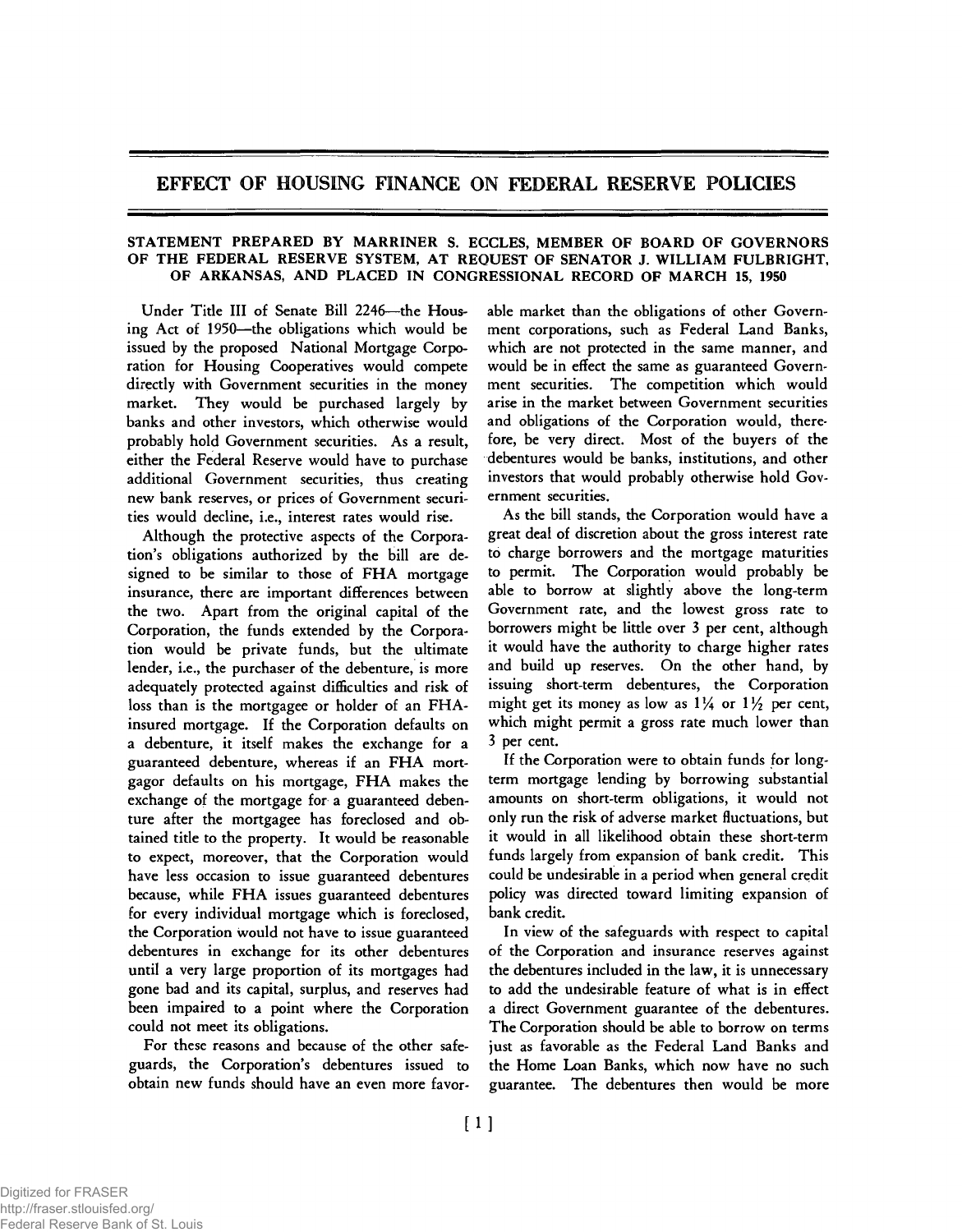# EFFECT OF HOUSING FINANCE ON FEDERAL RESERVE POLICIES

**STATEMENT PREPARED BY MARRINER S. ECCLES, MEMBER OF BOARD OF GOVERNORS OF THE FEDERAL RESERVE SYSTEM, AT REQUEST OF SENATOR J. WILLIAM FULBRIGHT, OF ARKANSAS, AND PLACED IN CONGRESSIONAL RECORD OF MARCH 15, 1950**

Under Title III of Senate Bill 2246—the Housing Act of 1950—the obligations which would be issued by the proposed National Mortgage Corporation for Housing Cooperatives would compete directly with Government securities in the money market. They would be purchased largely by banks and other investors, which otherwise would probably hold Government securities. As a result, either the Federal Reserve would have to purchase additional Government securities, thus creating new bank reserves, or prices of Government securities would decline, i.e., interest rates would rise.

Although the protective aspects of the Corporation's obligations authorized by the bill are designed to be similar to those of FHA mortgage insurance, there are important differences between the two. Apart from the original capital of the Corporation, the funds extended by the Corporation would be private funds, but the ultimate lender, i.e., the purchaser of the debenture, is more adequately protected against difficulties and risk of loss than is the mortgagee or holder of an FHA-insured mortgage. If the Corporation defaults on a debenture, it itself makes the exchange for a guaranteed debenture, whereas if an FHA mortgagor defaults on his mortgage, FHA makes the exchange of the mortgage for a guaranteed debenture after the mortgagee has foreclosed and obtained title to the property. It would be reasonable to expect, moreover, that the Corporation would have less occasion to issue guaranteed debentures because, while FHA issues guaranteed debentures for every individual mortgage which is foreclosed, the Corporation would not have to issue guaranteed debentures in exchange for its other debentures until a very large proportion of its mortgages had gone bad and its capital, surplus, and reserves had been impaired to a point where the Corporation could not meet its obligations.

For these reasons and because of the other safeguards, the Corporation's debentures issued to obtain new funds should have an even more favorable market than the obligations of other Government corporations, such as Federal Land Banks, which are not protected in the same manner, and would be in effect the same as guaranteed Government securities. The competition which would arise in the market between Government securities and obligations of the Corporation would, therefore, be very direct. Most of the buyers of the debentures would be banks, institutions, and other investors that would probably otherwise hold Government securities.

As the bill stands, the Corporation would have a great deal of discretion about the gross interest rate to charge borrowers and the mortgage maturities to permit. The Corporation would probably be able to borrow at slightly above the long-term Government rate, and the lowest gross rate to borrowers might be little over 3 per cent, although it would have the authority to charge higher rates and build up reserves. On the other hand, by issuing short-term debentures, the Corporation might get its money as low as 1¼ or 1½ per cent, which might permit a gross rate much lower than 3 per cent.

If the Corporation were to obtain funds for long-term mortgage lending by borrowing substantial amounts on short-term obligations, it would not only run the risk of adverse market fluctuations, but it would in all likelihood obtain these short-term funds largely from expansion of bank credit. This could be undesirable in a period when general credit policy was directed toward limiting expansion of bank credit.

In view of the safeguards with respect to capital of the Corporation and insurance reserves against the debentures included in the law, it is unnecessary to add the undesirable feature of what is in effect a direct Government guarantee of the debentures. The Corporation should be able to borrow on terms just as favorable as the Federal Land Banks and the Home Loan Banks, which now have no such guarantee. The debentures then would be more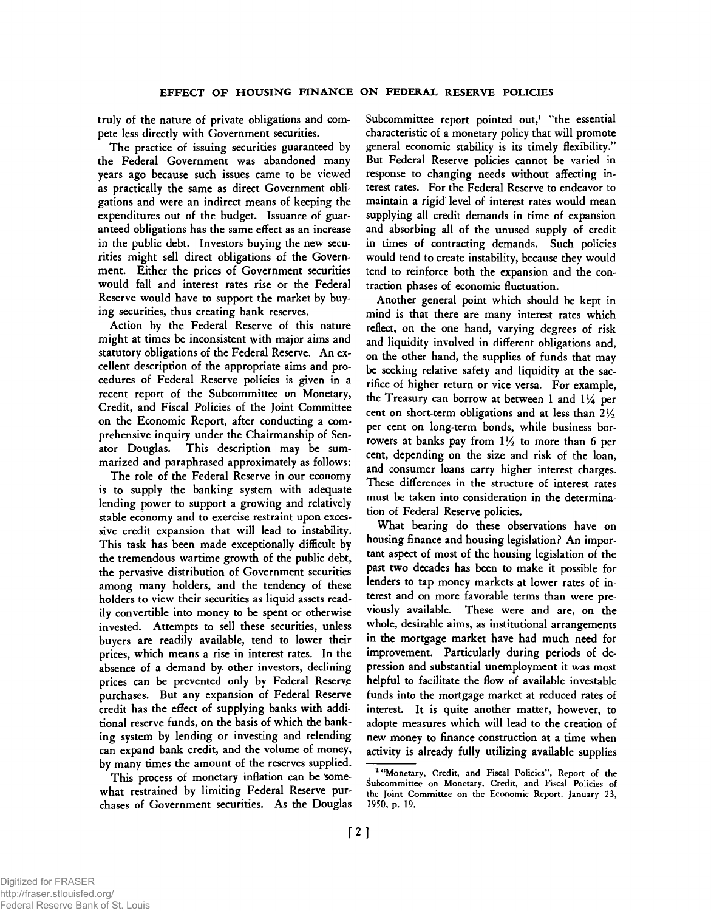truly of the nature of private obligations and compete less directly with Government securities.

The practice of issuing securities guaranteed by the Federal Government was abandoned many years ago because such issues came to be viewed as practically the same as direct Government obligations and were an indirect means of keeping the expenditures out of the budget. Issuance of guaranteed obligations has the same effect as an increase in the public debt. Investors buying the new securities might sell direct obligations of the Government. Either the prices of Government securities would fall and interest rates rise or the Federal Reserve would have to support the market by buying securities, thus creating bank reserves.

Action by the Federal Reserve of this nature might at times be inconsistent with major aims and statutory obligations of the Federal Reserve. An excellent description of the appropriate aims and procedures of Federal Reserve policies is given in a recent report of the Subcommittee on Monetary, Credit, and Fiscal Policies of the Joint Committee on the Economic Report, after conducting a comprehensive inquiry under the Chairmanship of Senator Douglas. This description may be summarized and paraphrased approximately as follows:

The role of the Federal Reserve in our economy is to supply the banking system with adequate lending power to support a growing and relatively stable economy and to exercise restraint upon excessive credit expansion that will lead to instability. This task has been made exceptionally difficult by the tremendous wartime growth of the public debt, the pervasive distribution of Government securities among many holders, and the tendency of these holders to view their securities as liquid assets readily convertible into money to be spent or otherwise invested. Attempts to sell these securities, unless buyers are readily available, tend to lower their prices, which means a rise in interest rates. In the absence of a demand by other investors, declining prices can be prevented only by Federal Reserve purchases. But any expansion of Federal Reserve credit has the effect of supplying banks with additional reserve funds, on the basis of which the banking system by lending or investing and relending can expand bank credit, and the volume of money, by many times the amount of the reserves supplied.

This process of monetary inflation can be somewhat restrained by limiting Federal Reserve purchases of Government securities. As the Douglas Subcommittee report pointed out,[1] "the essential characteristic of a monetary policy that will promote general economic stability is its timely flexibility." But Federal Reserve policies cannot be varied in response to changing needs without affecting interest rates. For the Federal Reserve to endeavor to maintain a rigid level of interest rates would mean supplying all credit demands in time of expansion and absorbing all of the unused supply of credit in times of contracting demands. Such policies would tend to create instability, because they would tend to reinforce both the expansion and the contraction phases of economic fluctuation.

Another general point which should be kept in mind is that there are many interest rates which reflect, on the one hand, varying degrees of risk and liquidity involved in different obligations and, on the other hand, the supplies of funds that may be seeking relative safety and liquidity at the sacrifice of higher return or vice versa. For example, the Treasury can borrow at between 1 and 1¼ per cent on short-term obligations and at less than 2½ per cent on long-term bonds, while business borrowers at banks pay from 1½ to more than 6 per cent, depending on the size and risk of the loan, and consumer loans carry higher interest charges. These differences in the structure of interest rates must be taken into consideration in the determination of Federal Reserve policies.

What bearing do these observations have on housing finance and housing legislation? An important aspect of most of the housing legislation of the past two decades has been to make it possible for lenders to tap money markets at lower rates of interest and on more favorable terms than were previously available. These were and are, on the whole, desirable aims, as institutional arrangements in the mortgage market have had much need for improvement. Particularly during periods of depression and substantial unemployment it was most helpful to facilitate the flow of available investable funds into the mortgage market at reduced rates of interest. It is quite another matter, however, to adopte measures which will lead to the creation of new money to finance construction at a time when activity is already fully utilizing available supplies

[1] "Monetary, Credit, and Fiscal Policies", Report of the Subcommittee on Monetary, Credit, and Fiscal Policies of the Joint Committee on the Economic Report, January 23, 1950, p. 19.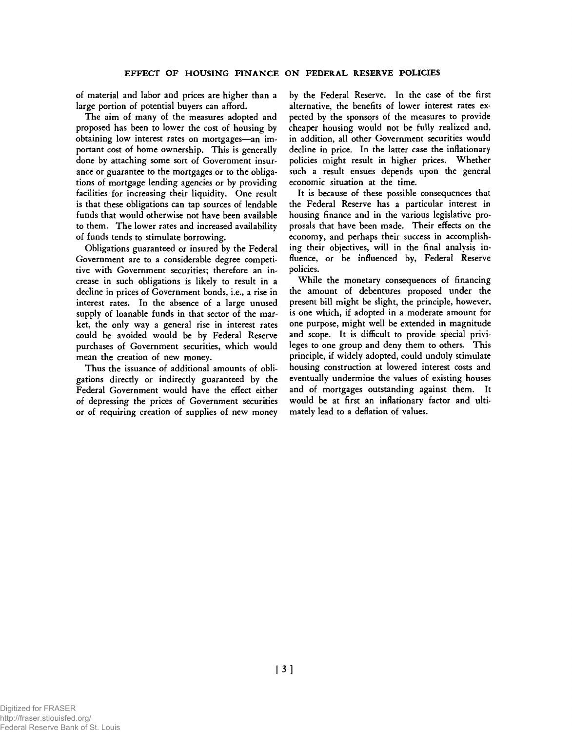of material and labor and prices are higher than a large portion of potential buyers can afford.

The aim of many of the measures adopted and proposed has been to lower the cost of housing by obtaining low interest rates on mortgages—an important cost of home ownership. This is generally done by attaching some sort of Government insurance or guarantee to the mortgages or to the obligations of mortgage lending agencies or by providing facilities for increasing their liquidity. One result is that these obligations can tap sources of lendable funds that would otherwise not have been available to them. The lower rates and increased availability of funds tends to stimulate borrowing.

Obligations guaranteed or insured by the Federal Government are to a considerable degree competitive with Government securities; therefore an increase in such obligations is likely to result in a decline in prices of Government bonds, i.e., a rise in interest rates. In the absence of a large unused supply of loanable funds in that sector of the market, the only way a general rise in interest rates could be avoided would be by Federal Reserve purchases of Government securities, which would mean the creation of new money.

Thus the issuance of additional amounts of obligations directly or indirectly guaranteed by the Federal Government would have the effect either of depressing the prices of Government securities or of requiring creation of supplies of new money by the Federal Reserve. In the case of the first alternative, the benefits of lower interest rates expected by the sponsors of the measures to provide cheaper housing would not be fully realized and, in addition, all other Government securities would decline in price. In the latter case the inflationary policies might result in higher prices. Whether such a result ensues depends upon the general economic situation at the time.

It is because of these possible consequences that the Federal Reserve has a particular interest in housing finance and in the various legislative proposals that have been made. Their effects on the economy, and perhaps their success in accomplishing their objectives, will in the final analysis influence, or be influenced by, Federal Reserve policies.

While the monetary consequences of financing the amount of debentures proposed under the present bill might be slight, the principle, however, is one which, if adopted in a moderate amount for one purpose, might well be extended in magnitude and scope. It is difficult to provide special privileges to one group and deny them to others. This principle, if widely adopted, could unduly stimulate housing construction at lowered interest costs and eventually undermine the values of existing houses and of mortgages outstanding against them. It would be at first an inflationary factor and ultimately lead to a deflation of values.